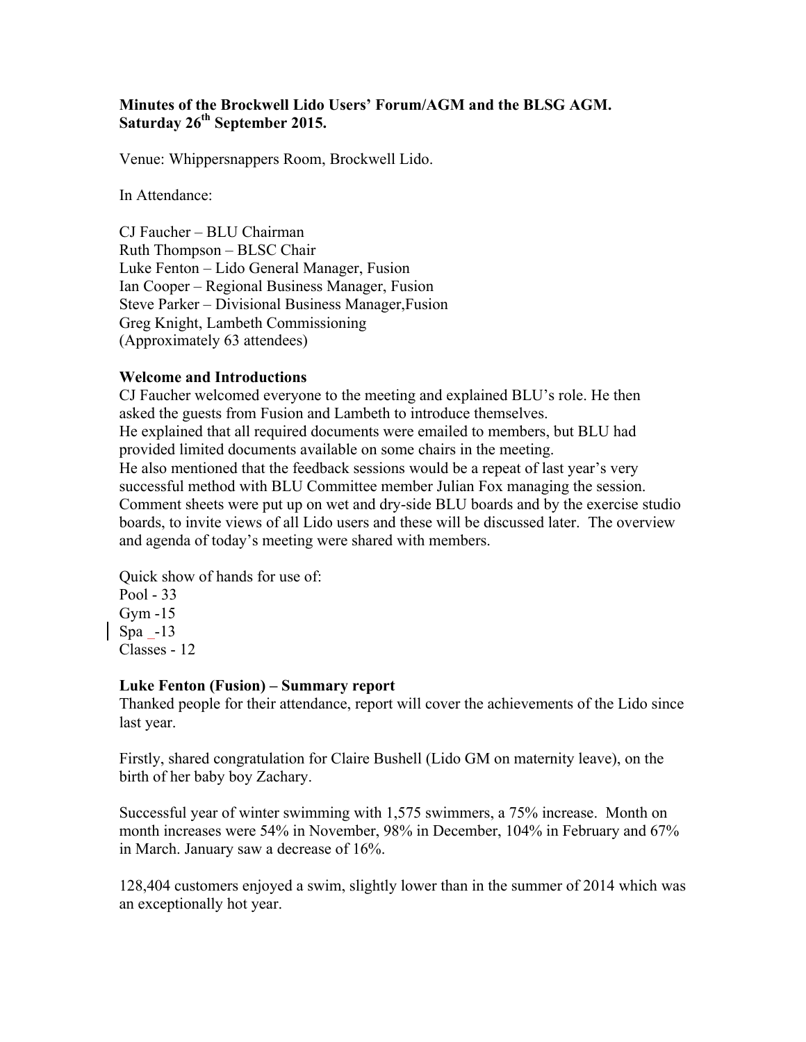**Minutes of the Brockwell Lido Users' Forum/AGM and the BLSG AGM. Saturday 26th September 2015.**

Venue: Whippersnappers Room, Brockwell Lido.

In Attendance:

CJ Faucher – BLU Chairman
Ruth Thompson – BLSC Chair
Luke Fenton – Lido General Manager, Fusion
Ian Cooper – Regional Business Manager, Fusion
Steve Parker – Divisional Business Manager,Fusion
Greg Knight, Lambeth Commissioning
(Approximately 63 attendees)

**Welcome and Introductions**

CJ Faucher welcomed everyone to the meeting and explained BLU's role. He then asked the guests from Fusion and Lambeth to introduce themselves.
He explained that all required documents were emailed to members, but BLU had provided limited documents available on some chairs in the meeting.
He also mentioned that the feedback sessions would be a repeat of last year's very successful method with BLU Committee member Julian Fox managing the session. Comment sheets were put up on wet and dry-side BLU boards and by the exercise studio boards, to invite views of all Lido users and these will be discussed later. The overview and agenda of today's meeting were shared with members.

Quick show of hands for use of:
Pool - 33
Gym -15
Spa _-13
Classes - 12

**Luke Fenton (Fusion) – Summary report**

Thanked people for their attendance, report will cover the achievements of the Lido since last year.

Firstly, shared congratulation for Claire Bushell (Lido GM on maternity leave), on the birth of her baby boy Zachary.

Successful year of winter swimming with 1,575 swimmers, a 75% increase. Month on month increases were 54% in November, 98% in December, 104% in February and 67% in March. January saw a decrease of 16%.

128,404 customers enjoyed a swim, slightly lower than in the summer of 2014 which was an exceptionally hot year.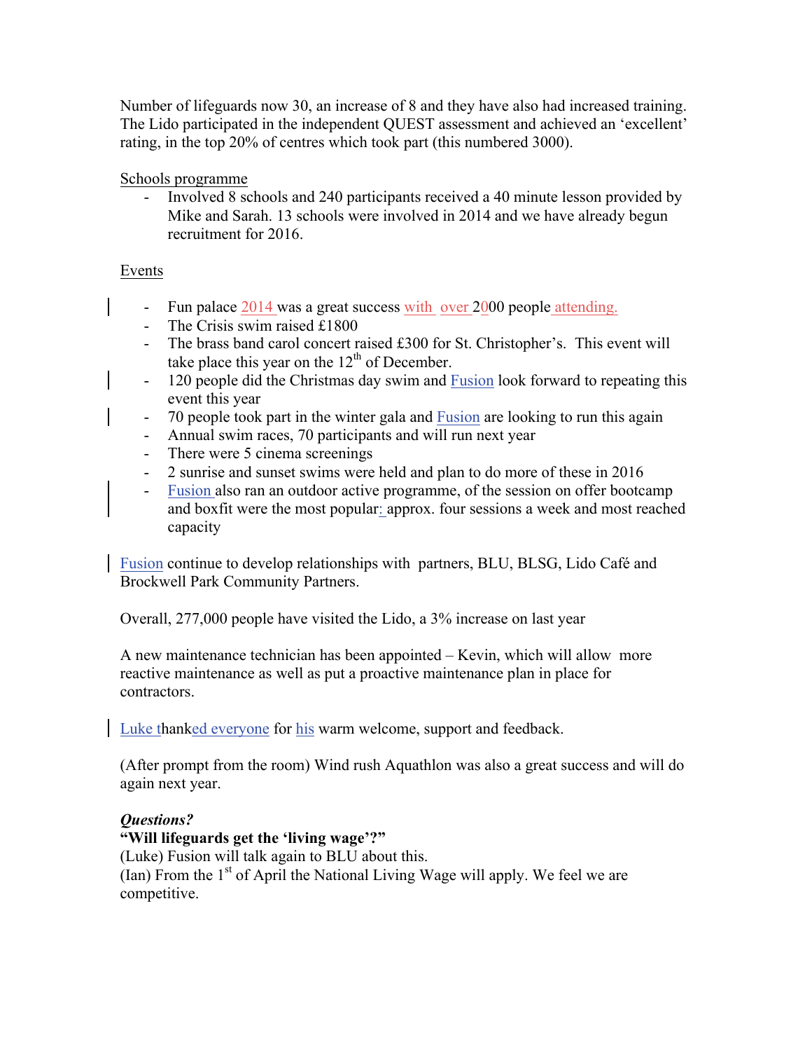Number of lifeguards now 30, an increase of 8 and they have also had increased training. The Lido participated in the independent QUEST assessment and achieved an 'excellent' rating, in the top 20% of centres which took part (this numbered 3000).

Schools programme

- Involved 8 schools and 240 participants received a 40 minute lesson provided by Mike and Sarah. 13 schools were involved in 2014 and we have already begun recruitment for 2016.

Events

- Fun palace 2014 was a great success with over 2000 people attending.
- The Crisis swim raised £1800
- The brass band carol concert raised £300 for St. Christopher's. This event will take place this year on the 12th of December.
- 120 people did the Christmas day swim and Fusion look forward to repeating this event this year
- 70 people took part in the winter gala and Fusion are looking to run this again
- Annual swim races, 70 participants and will run next year
- There were 5 cinema screenings
- 2 sunrise and sunset swims were held and plan to do more of these in 2016
- Fusion also ran an outdoor active programme, of the session on offer bootcamp and boxfit were the most popular: approx. four sessions a week and most reached capacity

Fusion continue to develop relationships with partners, BLU, BLSG, Lido Café and Brockwell Park Community Partners.

Overall, 277,000 people have visited the Lido, a 3% increase on last year

A new maintenance technician has been appointed – Kevin, which will allow more reactive maintenance as well as put a proactive maintenance plan in place for contractors.

Luke thanked everyone for his warm welcome, support and feedback.

(After prompt from the room) Wind rush Aquathlon was also a great success and will do again next year.

***Questions?***

**"Will lifeguards get the 'living wage'?"**

(Luke) Fusion will talk again to BLU about this.

(Ian) From the 1st of April the National Living Wage will apply. We feel we are competitive.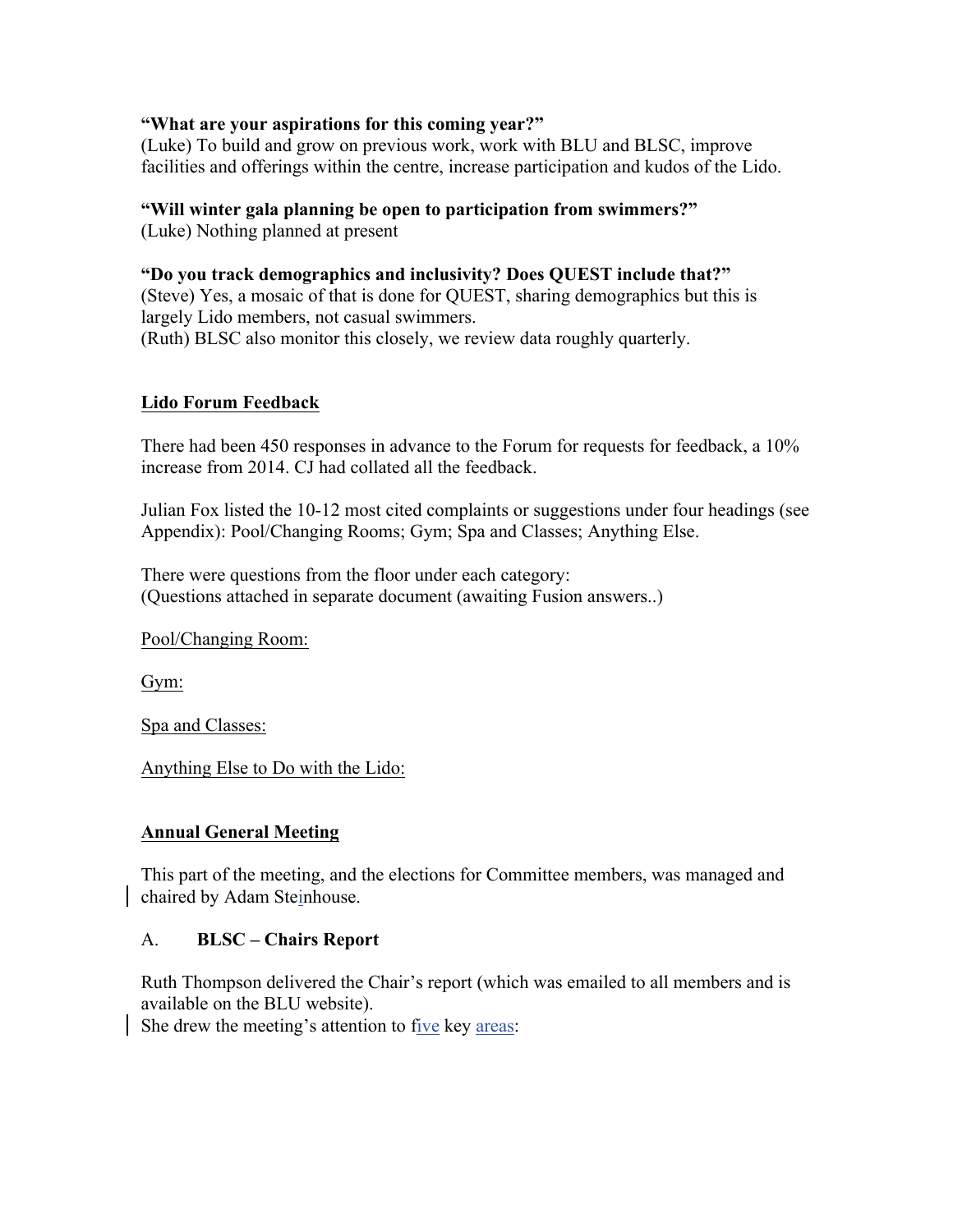**“What are your aspirations for this coming year?”**
(Luke) To build and grow on previous work, work with BLU and BLSC, improve facilities and offerings within the centre, increase participation and kudos of the Lido.

**“Will winter gala planning be open to participation from swimmers?”**
(Luke) Nothing planned at present

**“Do you track demographics and inclusivity? Does QUEST include that?”**
(Steve) Yes, a mosaic of that is done for QUEST, sharing demographics but this is largely Lido members, not casual swimmers.
(Ruth) BLSC also monitor this closely, we review data roughly quarterly.

## Lido Forum Feedback

There had been 450 responses in advance to the Forum for requests for feedback, a 10% increase from 2014. CJ had collated all the feedback.

Julian Fox listed the 10-12 most cited complaints or suggestions under four headings (see Appendix): Pool/Changing Rooms; Gym; Spa and Classes; Anything Else.

There were questions from the floor under each category:
(Questions attached in separate document (awaiting Fusion answers..)

Pool/Changing Room:

Gym:

Spa and Classes:

Anything Else to Do with the Lido:

## Annual General Meeting

This part of the meeting, and the elections for Committee members, was managed and chaired by Adam Steinhouse.

### A. BLSC – Chairs Report

Ruth Thompson delivered the Chair’s report (which was emailed to all members and is available on the BLU website).
She drew the meeting’s attention to five key areas: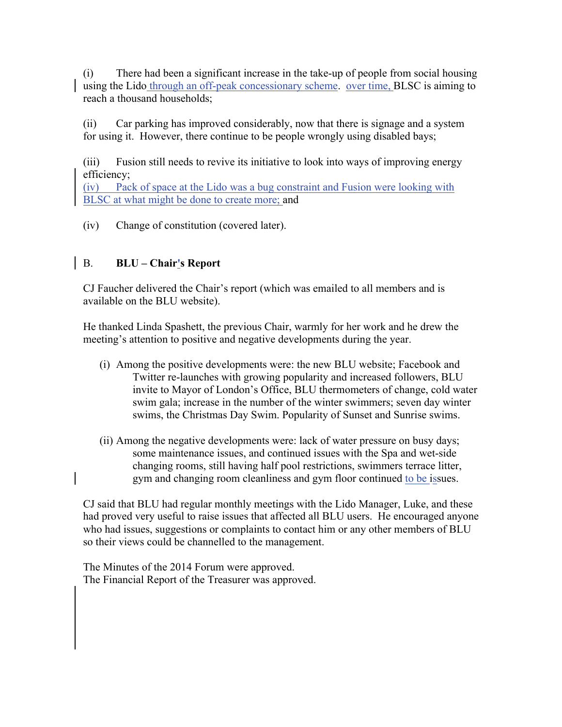(i) There had been a significant increase in the take-up of people from social housing using the Lido through an off-peak concessionary scheme. over time, BLSC is aiming to reach a thousand households;

(ii) Car parking has improved considerably, now that there is signage and a system for using it. However, there continue to be people wrongly using disabled bays;

(iii) Fusion still needs to revive its initiative to look into ways of improving energy efficiency;
(iv) Pack of space at the Lido was a bug constraint and Fusion were looking with BLSC at what might be done to create more; and

(iv) Change of constitution (covered later).

## B. BLU – Chair's Report

CJ Faucher delivered the Chair's report (which was emailed to all members and is available on the BLU website).

He thanked Linda Spashett, the previous Chair, warmly for her work and he drew the meeting's attention to positive and negative developments during the year.

(i) Among the positive developments were: the new BLU website; Facebook and Twitter re-launches with growing popularity and increased followers, BLU invite to Mayor of London's Office, BLU thermometers of change, cold water swim gala; increase in the number of the winter swimmers; seven day winter swims, the Christmas Day Swim. Popularity of Sunset and Sunrise swims.

(ii) Among the negative developments were: lack of water pressure on busy days; some maintenance issues, and continued issues with the Spa and wet-side changing rooms, still having half pool restrictions, swimmers terrace litter, gym and changing room cleanliness and gym floor continued to be issues.

CJ said that BLU had regular monthly meetings with the Lido Manager, Luke, and these had proved very useful to raise issues that affected all BLU users. He encouraged anyone who had issues, suggestions or complaints to contact him or any other members of BLU so their views could be channelled to the management.

The Minutes of the 2014 Forum were approved.
The Financial Report of the Treasurer was approved.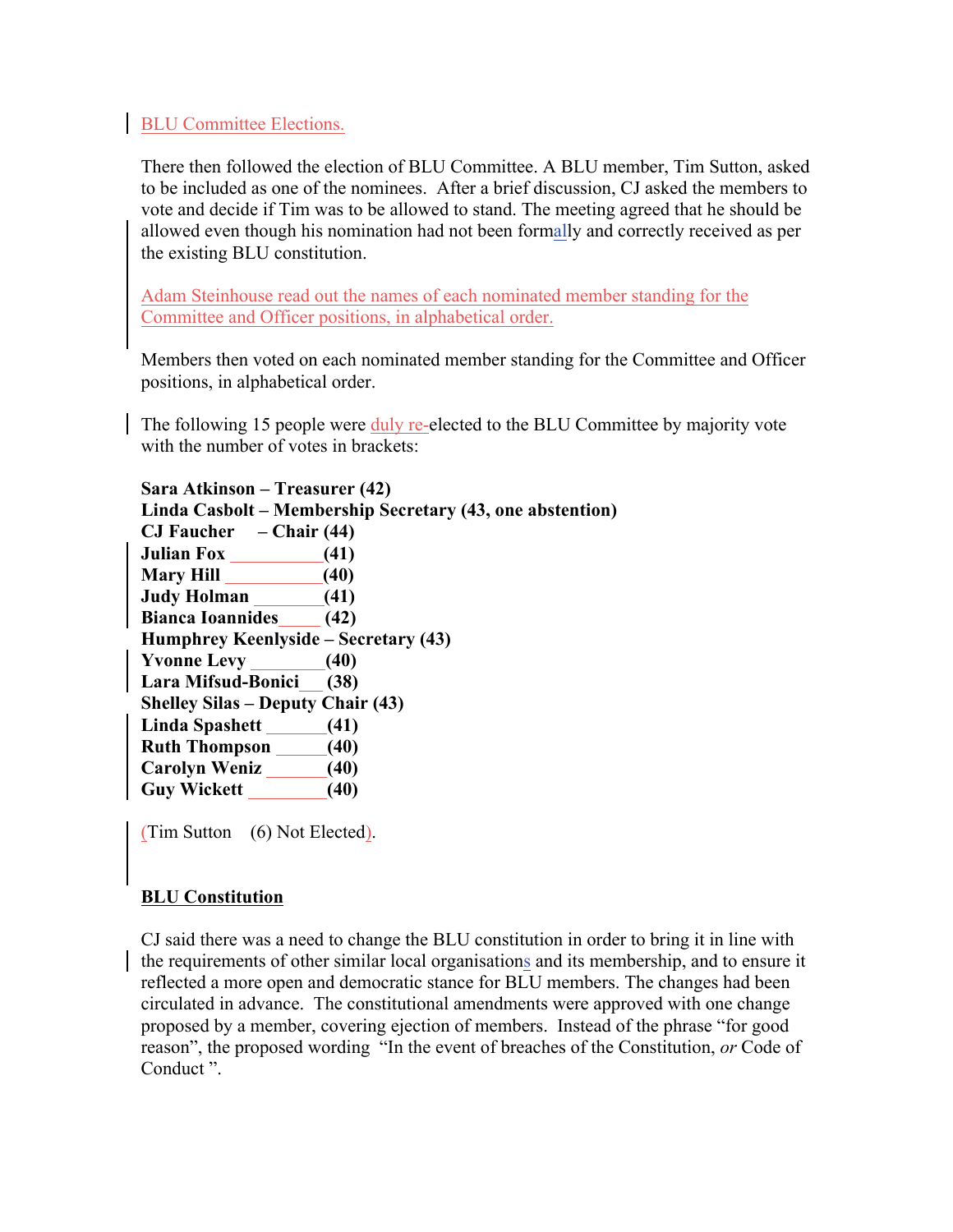BLU Committee Elections.

There then followed the election of BLU Committee. A BLU member, Tim Sutton, asked to be included as one of the nominees. After a brief discussion, CJ asked the members to vote and decide if Tim was to be allowed to stand. The meeting agreed that he should be allowed even though his nomination had not been formally and correctly received as per the existing BLU constitution.

Adam Steinhouse read out the names of each nominated member standing for the Committee and Officer positions, in alphabetical order.

Members then voted on each nominated member standing for the Committee and Officer positions, in alphabetical order.

The following 15 people were duly re-elected to the BLU Committee by majority vote with the number of votes in brackets:

**Sara Atkinson – Treasurer (42)**
**Linda Casbolt – Membership Secretary (43, one abstention)**
**CJ Faucher – Chair (44)**
**Julian Fox __________(41)**
**Mary Hill ___________(40)**
**Judy Holman ________(41)**
**Bianca Ioannides_____ (42)**
**Humphrey Keenlyside – Secretary (43)**
**Yvonne Levy ________(40)**
**Lara Mifsud-Bonici___ (38)**
**Shelley Silas – Deputy Chair (43)**
**Linda Spashett _______(41)**
**Ruth Thompson ______(40)**
**Carolyn Weniz _______(40)**
**Guy Wickett _________(40)**

(Tim Sutton (6) Not Elected).

**BLU Constitution**

CJ said there was a need to change the BLU constitution in order to bring it in line with the requirements of other similar local organisations and its membership, and to ensure it reflected a more open and democratic stance for BLU members. The changes had been circulated in advance. The constitutional amendments were approved with one change proposed by a member, covering ejection of members. Instead of the phrase "for good reason", the proposed wording "In the event of breaches of the Constitution, *or* Code of Conduct ".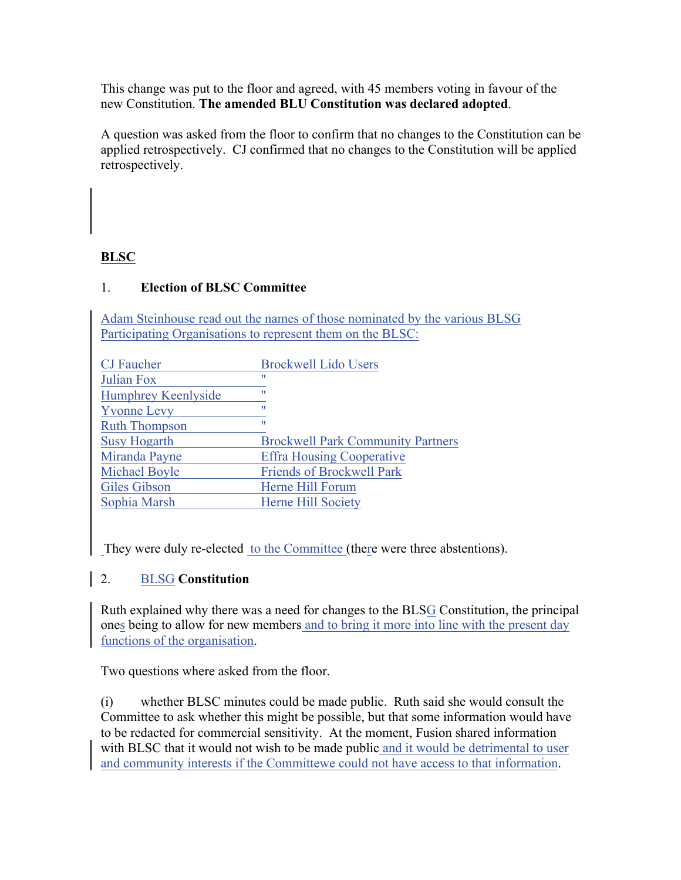This change was put to the floor and agreed, with 45 members voting in favour of the new Constitution. **The amended BLU Constitution was declared adopted**.

A question was asked from the floor to confirm that no changes to the Constitution can be applied retrospectively. CJ confirmed that no changes to the Constitution will be applied retrospectively.

**BLSC**

1. **Election of BLSC Committee**

Adam Steinhouse read out the names of those nominated by the various BLSG Participating Organisations to represent them on the BLSC:

| | |
|---|---|
| CJ Faucher | Brockwell Lido Users |
| Julian Fox | " |
| Humphrey Keenlyside | " |
| Yvonne Levy | " |
| Ruth Thompson | " |
| Susy Hogarth | Brockwell Park Community Partners |
| Miranda Payne | Effra Housing Cooperative |
| Michael Boyle | Friends of Brockwell Park |
| Giles Gibson | Herne Hill Forum |
| Sophia Marsh | Herne Hill Society |

They were duly re-elected to the Committee (there were three abstentions).

2. BLSG **Constitution**

Ruth explained why there was a need for changes to the BLSG Constitution, the principal ones being to allow for new members and to bring it more into line with the present day functions of the organisation.

Two questions where asked from the floor.

(i) whether BLSC minutes could be made public. Ruth said she would consult the Committee to ask whether this might be possible, but that some information would have to be redacted for commercial sensitivity. At the moment, Fusion shared information with BLSC that it would not wish to be made public and it would be detrimental to user and community interests if the Committewe could not have access to that information.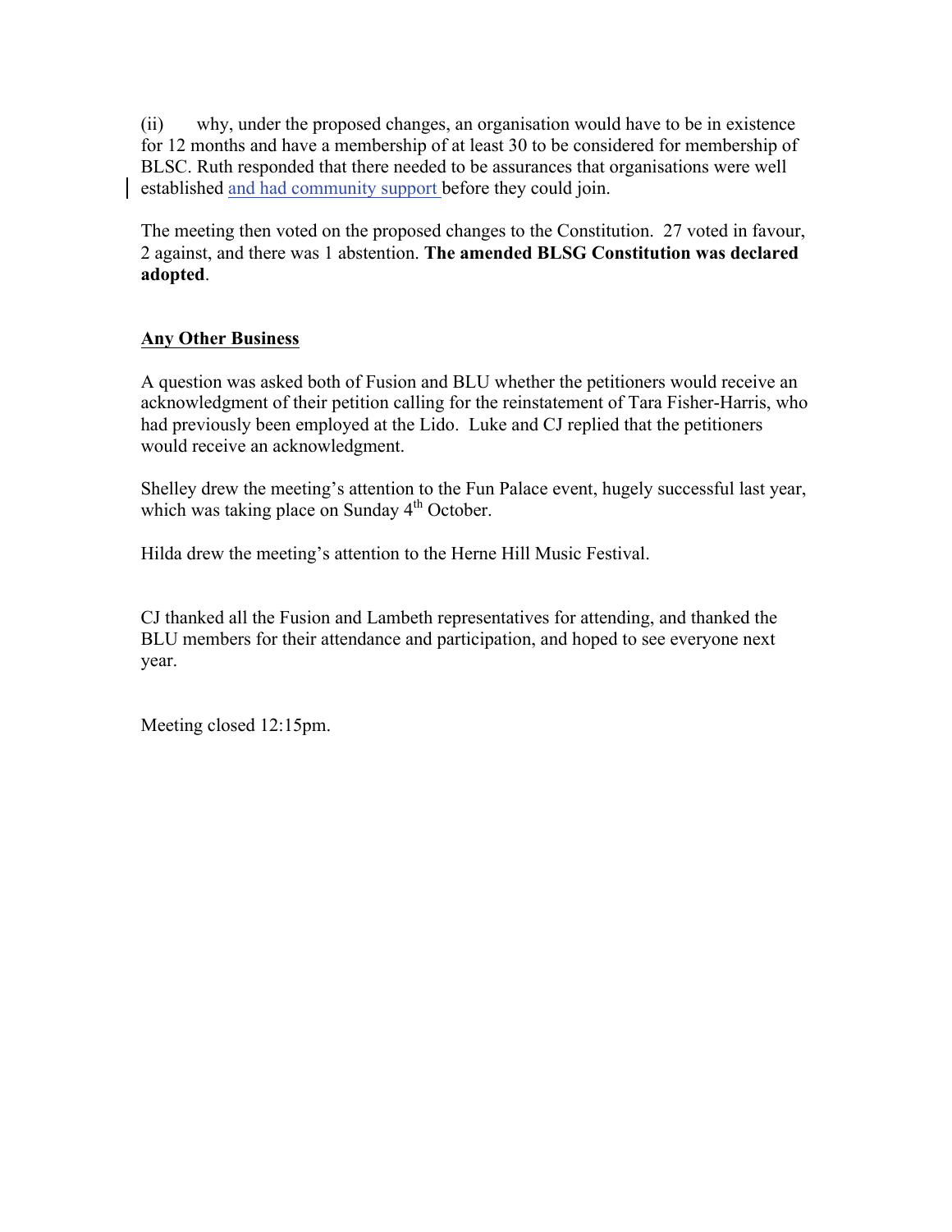(ii) why, under the proposed changes, an organisation would have to be in existence for 12 months and have a membership of at least 30 to be considered for membership of BLSC. Ruth responded that there needed to be assurances that organisations were well established and had community support before they could join.

The meeting then voted on the proposed changes to the Constitution. 27 voted in favour, 2 against, and there was 1 abstention. **The amended BLSG Constitution was declared adopted**.

## Any Other Business

A question was asked both of Fusion and BLU whether the petitioners would receive an acknowledgment of their petition calling for the reinstatement of Tara Fisher-Harris, who had previously been employed at the Lido. Luke and CJ replied that the petitioners would receive an acknowledgment.

Shelley drew the meeting's attention to the Fun Palace event, hugely successful last year, which was taking place on Sunday 4th October.

Hilda drew the meeting's attention to the Herne Hill Music Festival.

CJ thanked all the Fusion and Lambeth representatives for attending, and thanked the BLU members for their attendance and participation, and hoped to see everyone next year.

Meeting closed 12:15pm.